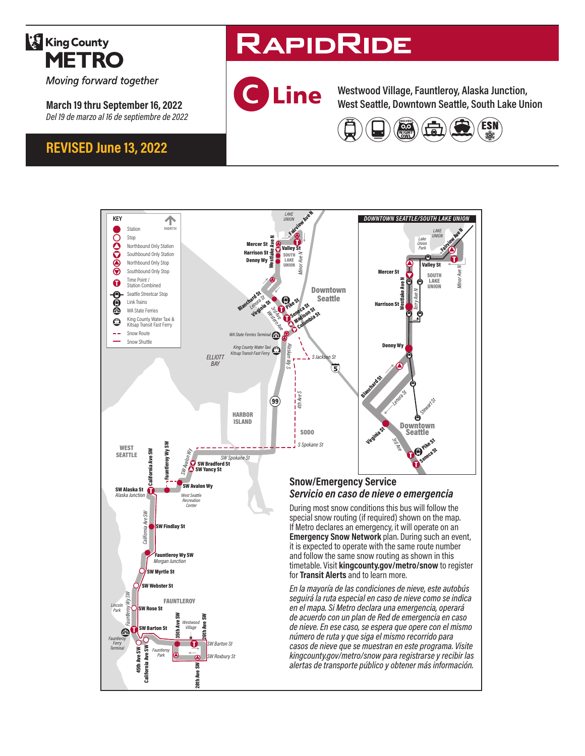King County METRO

*Moving forward together*

**March 19 thru September 16, 2022**

*Del 19 de marzo al 16 de septiembre de 2022*

## REVISED June 13, 2022

# RAPIDRIDE

# C Line

**Westwood Village, Fauntleroy, Alaska Junction, West Seattle, Downtown Seattle, South Lake Union**

KEY

- Station
- Stop
- Northbound Only Station
- Southbound Only Station
- Northbound Only Stop
- Southbound Only Stop
- Time Point / Station Combined
- Seattle Streetcar Stop
- Link Trains
- WA State Ferries
- King County Water Taxi & Kitsap Transit Fast Ferry
- Snow Route
- Snow Shuttle

NORTH

DOWNTOWN SEATTLE/SOUTH LAKE UNION

## Snow/Emergency Service

### *Servicio en caso de nieve o emergencia*

During most snow conditions this bus will follow the special snow routing (if required) shown on the map. If Metro declares an emergency, it will operate on an **Emergency Snow Network** plan. During such an event, it is expected to operate with the same route number and follow the same snow routing as shown in this timetable. Visit **kingcounty.gov/metro/snow** to register for **Transit Alerts** and to learn more.

*En la mayoría de las condiciones de nieve, este autobús seguirá la ruta especial en caso de nieve como se indica en el mapa. Si Metro declara una emergencia, operará de acuerdo con un plan de Red de emergencia en caso de nieve. En ese caso, se espera que opere con el mismo número de ruta y que siga el mismo recorrido para casos de nieve que se muestran en este programa. Visite kingcounty.gov/metro/snow para registrarse y recibir las alertas de transporte público y obtener más información.*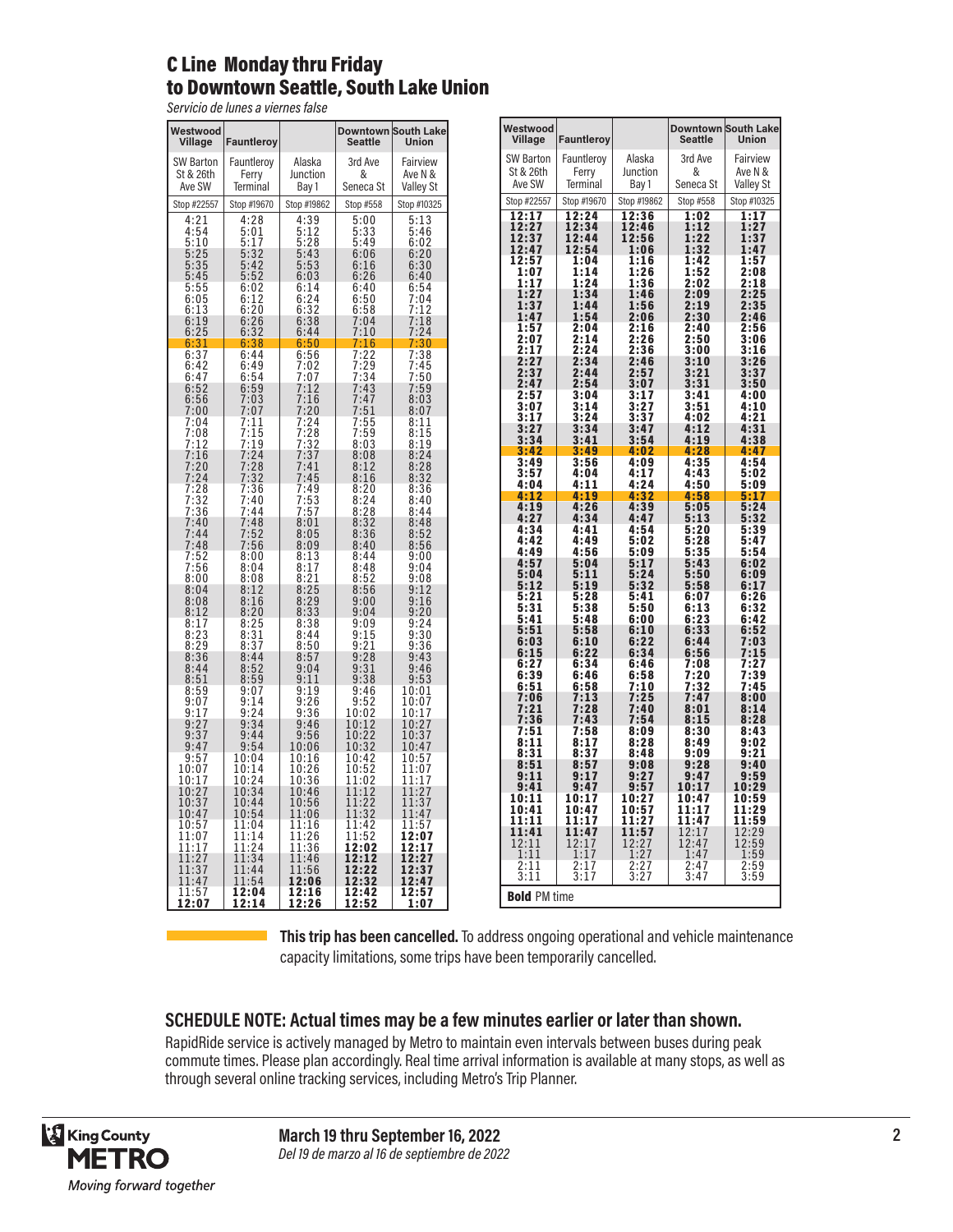# C Line Monday thru Friday
# to Downtown Seattle, South Lake Union

*Servicio de lunes a viernes false*

| Westwood Village | Fauntleroy | | Downtown Seattle | South Lake Union |
|---|---|---|---|---|
| SW Barton St & 26th Ave SW | Fauntleroy Ferry Terminal | Alaska Junction Bay 1 | 3rd Ave & Seneca St | Fairview Ave N & Valley St |
| Stop #22557 | Stop #19670 | Stop #19862 | Stop #558 | Stop #10325 |
| 4:21 | 4:28 | 4:39 | 5:00 | 5:13 |
| 4:54 | 5:01 | 5:12 | 5:33 | 5:46 |
| 5:10 | 5:17 | 5:28 | 5:49 | 6:02 |
| 5:25 | 5:32 | 5:43 | 6:06 | 6:20 |
| 5:35 | 5:42 | 5:53 | 6:16 | 6:30 |
| 5:45 | 5:52 | 6:03 | 6:26 | 6:40 |
| 5:55 | 6:02 | 6:14 | 6:40 | 6:54 |
| 6:05 | 6:12 | 6:24 | 6:50 | 7:04 |
| 6:13 | 6:20 | 6:32 | 6:58 | 7:12 |
| 6:19 | 6:26 | 6:38 | 7:04 | 7:18 |
| 6:25 | 6:32 | 6:44 | 7:10 | 7:24 |
| 6:31 | 6:38 | 6:50 | 7:16 | 7:30 |
| 6:37 | 6:44 | 6:56 | 7:22 | 7:38 |
| 6:42 | 6:49 | 7:02 | 7:29 | 7:45 |
| 6:47 | 6:54 | 7:07 | 7:34 | 7:50 |
| 6:52 | 6:59 | 7:12 | 7:43 | 7:59 |
| 6:56 | 7:03 | 7:16 | 7:47 | 8:03 |
| 7:00 | 7:07 | 7:20 | 7:51 | 8:07 |
| 7:04 | 7:11 | 7:24 | 7:55 | 8:11 |
| 7:08 | 7:15 | 7:28 | 7:59 | 8:15 |
| 7:12 | 7:19 | 7:32 | 8:03 | 8:19 |
| 7:16 | 7:24 | 7:37 | 8:08 | 8:24 |
| 7:20 | 7:28 | 7:41 | 8:12 | 8:28 |
| 7:24 | 7:32 | 7:45 | 8:16 | 8:32 |
| 7:28 | 7:36 | 7:49 | 8:20 | 8:36 |
| 7:32 | 7:40 | 7:53 | 8:24 | 8:40 |
| 7:36 | 7:44 | 7:57 | 8:28 | 8:44 |
| 7:40 | 7:48 | 8:01 | 8:32 | 8:48 |
| 7:44 | 7:52 | 8:05 | 8:36 | 8:52 |
| 7:48 | 7:56 | 8:09 | 8:40 | 8:56 |
| 7:52 | 8:00 | 8:13 | 8:44 | 9:00 |
| 7:56 | 8:04 | 8:17 | 8:48 | 9:04 |
| 8:00 | 8:08 | 8:21 | 8:52 | 9:08 |
| 8:04 | 8:12 | 8:25 | 8:56 | 9:12 |
| 8:08 | 8:16 | 8:29 | 9:00 | 9:16 |
| 8:12 | 8:20 | 8:33 | 9:04 | 9:20 |
| 8:17 | 8:25 | 8:38 | 9:09 | 9:24 |
| 8:23 | 8:31 | 8:44 | 9:15 | 9:30 |
| 8:29 | 8:37 | 8:50 | 9:21 | 9:36 |
| 8:36 | 8:44 | 8:57 | 9:28 | 9:43 |
| 8:44 | 8:52 | 9:04 | 9:31 | 9:46 |
| 8:51 | 8:59 | 9:11 | 9:38 | 9:53 |
| 8:59 | 9:07 | 9:19 | 9:46 | 10:01 |
| 9:07 | 9:14 | 9:26 | 9:52 | 10:07 |
| 9:17 | 9:24 | 9:36 | 10:02 | 10:17 |
| 9:27 | 9:34 | 9:46 | 10:12 | 10:27 |
| 9:37 | 9:44 | 9:56 | 10:22 | 10:37 |
| 9:47 | 9:54 | 10:06 | 10:32 | 10:47 |
| 9:57 | 10:04 | 10:16 | 10:42 | 10:57 |
| 10:07 | 10:14 | 10:26 | 10:52 | 11:07 |
| 10:17 | 10:24 | 10:36 | 11:02 | 11:17 |
| 10:27 | 10:34 | 10:46 | 11:12 | 11:27 |
| 10:37 | 10:44 | 10:56 | 11:22 | 11:37 |
| 10:47 | 10:54 | 11:06 | 11:32 | 11:47 |
| 10:57 | 11:04 | 11:16 | 11:42 | 11:57 |
| 11:07 | 11:14 | 11:26 | 11:52 | **12:07** |
| 11:17 | 11:24 | 11:36 | **12:02** | **12:17** |
| 11:27 | 11:34 | 11:46 | **12:12** | **12:27** |
| 11:37 | 11:44 | 11:56 | **12:22** | **12:37** |
| 11:47 | 11:54 | **12:06** | **12:32** | **12:47** |
| 11:57 | **12:04** | **12:16** | **12:42** | **12:57** |
| **12:07** | **12:14** | **12:26** | **12:52** | **1:07** |
| **12:17** | **12:24** | **12:36** | **1:02** | **1:17** |
| **12:27** | **12:34** | **12:46** | **1:12** | **1:27** |
| **12:37** | **12:44** | **12:56** | **1:22** | **1:37** |
| **12:47** | **12:54** | **1:06** | **1:32** | **1:47** |
| **12:57** | **1:04** | **1:16** | **1:42** | **1:57** |
| **1:07** | **1:14** | **1:26** | **1:52** | **2:08** |
| **1:17** | **1:24** | **1:36** | **2:02** | **2:18** |
| **1:27** | **1:34** | **1:46** | **2:09** | **2:25** |
| **1:37** | **1:44** | **1:56** | **2:19** | **2:35** |
| **1:47** | **1:54** | **2:06** | **2:30** | **2:46** |
| **1:57** | **2:04** | **2:16** | **2:40** | **2:56** |
| **2:07** | **2:14** | **2:26** | **2:50** | **3:06** |
| **2:17** | **2:24** | **2:36** | **3:00** | **3:16** |
| **2:27** | **2:34** | **2:46** | **3:10** | **3:26** |
| **2:37** | **2:44** | **2:57** | **3:21** | **3:37** |
| **2:47** | **2:54** | **3:07** | **3:31** | **3:50** |
| **2:57** | **3:04** | **3:17** | **3:41** | **4:00** |
| **3:07** | **3:14** | **3:27** | **3:51** | **4:10** |
| **3:17** | **3:24** | **3:37** | **4:02** | **4:21** |
| **3:27** | **3:34** | **3:47** | **4:12** | **4:31** |
| **3:34** | **3:41** | **3:54** | **4:19** | **4:38** |
| **3:42** | **3:49** | **4:02** | **4:28** | **4:47** |
| **3:49** | **3:56** | **4:09** | **4:35** | **4:54** |
| **3:57** | **4:04** | **4:17** | **4:43** | **5:02** |
| **4:04** | **4:11** | **4:24** | **4:50** | **5:09** |
| **4:12** | **4:19** | **4:32** | **4:58** | **5:17** |
| **4:19** | **4:26** | **4:39** | **5:05** | **5:24** |
| **4:27** | **4:34** | **4:47** | **5:13** | **5:32** |
| **4:34** | **4:41** | **4:54** | **5:20** | **5:39** |
| **4:42** | **4:49** | **5:02** | **5:28** | **5:47** |
| **4:49** | **4:56** | **5:09** | **5:35** | **5:54** |
| **4:57** | **5:04** | **5:17** | **5:43** | **6:02** |
| **5:04** | **5:11** | **5:24** | **5:50** | **6:09** |
| **5:12** | **5:19** | **5:32** | **5:58** | **6:17** |
| **5:21** | **5:28** | **5:41** | **6:07** | **6:26** |
| **5:31** | **5:38** | **5:50** | **6:13** | **6:32** |
| **5:41** | **5:48** | **6:00** | **6:23** | **6:42** |
| **5:51** | **5:58** | **6:10** | **6:33** | **6:52** |
| **6:03** | **6:10** | **6:22** | **6:44** | **7:03** |
| **6:15** | **6:22** | **6:34** | **6:56** | **7:15** |
| **6:27** | **6:34** | **6:46** | **7:08** | **7:27** |
| **6:39** | **6:46** | **6:58** | **7:20** | **7:39** |
| **6:51** | **6:58** | **7:10** | **7:32** | **7:45** |
| **7:06** | **7:13** | **7:25** | **7:47** | **8:00** |
| **7:21** | **7:28** | **7:40** | **8:01** | **8:14** |
| **7:36** | **7:43** | **7:54** | **8:15** | **8:28** |
| **7:51** | **7:58** | **8:09** | **8:30** | **8:43** |
| **8:11** | **8:17** | **8:28** | **8:49** | **9:02** |
| **8:31** | **8:37** | **8:48** | **9:09** | **9:21** |
| **8:51** | **8:57** | **9:08** | **9:28** | **9:40** |
| **9:11** | **9:17** | **9:27** | **9:47** | **9:59** |
| **9:41** | **9:47** | **9:57** | **10:17** | **10:29** |
| **10:11** | **10:17** | **10:27** | **10:47** | **10:59** |
| **10:41** | **10:47** | **10:57** | **11:17** | **11:29** |
| **11:11** | **11:17** | **11:27** | **11:47** | **11:59** |
| **11:41** | **11:47** | **11:57** | 12:17 | 12:29 |
| 12:11 | 12:17 | 12:27 | 12:47 | 12:59 |
| 1:11 | 1:17 | 1:27 | 1:47 | 1:59 |
| 2:11 | 2:17 | 2:27 | 2:47 | 2:59 |
| 3:11 | 3:17 | 3:27 | 3:47 | 3:59 |

**Bold** PM time

**This trip has been cancelled.** To address ongoing operational and vehicle maintenance capacity limitations, some trips have been temporarily cancelled. (Cancelled trips: 6:31 AM, 3:42 PM, and 4:12 PM departures from Westwood Village.)

## SCHEDULE NOTE: Actual times may be a few minutes earlier or later than shown.

RapidRide service is actively managed by Metro to maintain even intervals between buses during peak commute times. Please plan accordingly. Real time arrival information is available at many stops, as well as through several online tracking services, including Metro's Trip Planner.

King County METRO
*Moving forward together*

**March 19 thru September 16, 2022**
*Del 19 de marzo al 16 de septiembre de 2022*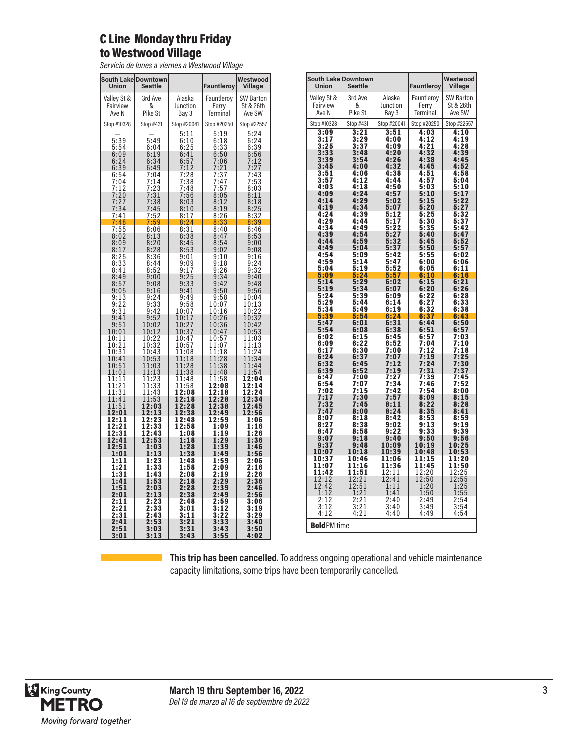# C Line Monday thru Friday to Westwood Village

*Servicio de lunes a viernes a Westwood Village*

| South Lake Union | Downtown Seattle | | Fauntleroy | Westwood Village |
|---|---|---|---|---|
| Valley St & Fairview Ave N | 3rd Ave & Pike St | Alaska Junction Bay 3 | Fauntleroy Ferry Terminal | SW Barton St & 26th Ave SW |
| Stop #10328 | Stop #431 | Stop #20041 | Stop #20250 | Stop #22557 |
| – | – | 5:11 | 5:19 | 5:24 |
| 5:39 | 5:49 | 6:10 | 6:18 | 6:24 |
| 5:54 | 6:04 | 6:25 | 6:33 | 6:39 |
| 6:09 | 6:19 | 6:41 | 6:50 | 6:56 |
| 6:24 | 6:34 | 6:57 | 7:06 | 7:12 |
| 6:39 | 6:49 | 7:12 | 7:21 | 7:27 |
| 6:54 | 7:04 | 7:28 | 7:37 | 7:43 |
| 7:04 | 7:14 | 7:38 | 7:47 | 7:53 |
| 7:12 | 7:23 | 7:48 | 7:57 | 8:03 |
| 7:20 | 7:31 | 7:56 | 8:05 | 8:11 |
| 7:27 | 7:38 | 8:03 | 8:12 | 8:18 |
| 7:34 | 7:45 | 8:10 | 8:19 | 8:25 |
| 7:41 | 7:52 | 8:17 | 8:26 | 8:32 |
| 7:48 | 7:59 | 8:24 | 8:33 | 8:39 |
| 7:55 | 8:06 | 8:31 | 8:40 | 8:46 |
| 8:02 | 8:13 | 8:38 | 8:47 | 8:53 |
| 8:09 | 8:20 | 8:45 | 8:54 | 9:00 |
| 8:17 | 8:28 | 8:53 | 9:02 | 9:08 |
| 8:25 | 8:36 | 9:01 | 9:10 | 9:16 |
| 8:33 | 8:44 | 9:09 | 9:18 | 9:24 |
| 8:41 | 8:52 | 9:17 | 9:26 | 9:32 |
| 8:49 | 9:00 | 9:25 | 9:34 | 9:40 |
| 8:57 | 9:08 | 9:33 | 9:42 | 9:48 |
| 9:05 | 9:16 | 9:41 | 9:50 | 9:56 |
| 9:13 | 9:24 | 9:49 | 9:58 | 10:04 |
| 9:22 | 9:33 | 9:58 | 10:07 | 10:13 |
| 9:31 | 9:42 | 10:07 | 10:16 | 10:22 |
| 9:41 | 9:52 | 10:17 | 10:26 | 10:32 |
| 9:51 | 10:02 | 10:27 | 10:36 | 10:42 |
| 10:01 | 10:12 | 10:37 | 10:47 | 10:53 |
| 10:11 | 10:22 | 10:47 | 10:57 | 11:03 |
| 10:21 | 10:32 | 10:57 | 11:07 | 11:13 |
| 10:31 | 10:43 | 11:08 | 11:18 | 11:24 |
| 10:41 | 10:53 | 11:18 | 11:28 | 11:34 |
| 10:51 | 11:03 | 11:28 | 11:38 | 11:44 |
| 11:01 | 11:13 | 11:38 | 11:48 | 11:54 |
| 11:11 | 11:23 | 11:48 | 11:58 | **12:04** |
| 11:21 | 11:33 | 11:58 | **12:08** | **12:14** |
| 11:31 | 11:43 | **12:08** | **12:18** | **12:24** |
| 11:41 | 11:53 | **12:18** | **12:28** | **12:34** |
| 11:51 | **12:03** | **12:28** | **12:38** | **12:45** |
| **12:01** | **12:13** | **12:38** | **12:49** | **12:56** |
| **12:11** | **12:23** | **12:48** | **12:59** | **1:06** |
| **12:21** | **12:33** | **12:58** | **1:09** | **1:16** |
| **12:31** | **12:43** | **1:08** | **1:19** | **1:26** |
| **12:41** | **12:53** | **1:18** | **1:29** | **1:36** |
| **12:51** | **1:03** | **1:28** | **1:39** | **1:46** |
| **1:01** | **1:13** | **1:38** | **1:49** | **1:56** |
| **1:11** | **1:23** | **1:48** | **1:59** | **2:06** |
| **1:21** | **1:33** | **1:58** | **2:09** | **2:16** |
| **1:31** | **1:43** | **2:08** | **2:19** | **2:26** |
| **1:41** | **1:53** | **2:18** | **2:29** | **2:36** |
| **1:51** | **2:03** | **2:28** | **2:39** | **2:46** |
| **2:01** | **2:13** | **2:38** | **2:49** | **2:56** |
| **2:11** | **2:23** | **2:48** | **2:59** | **3:06** |
| **2:21** | **2:33** | **3:01** | **3:12** | **3:19** |
| **2:31** | **2:43** | **3:11** | **3:22** | **3:29** |
| **2:41** | **2:53** | **3:21** | **3:33** | **3:40** |
| **2:51** | **3:03** | **3:31** | **3:43** | **3:50** |
| **3:01** | **3:13** | **3:43** | **3:55** | **4:02** |
| **3:09** | **3:21** | **3:51** | **4:03** | **4:10** |
| **3:17** | **3:29** | **4:00** | **4:12** | **4:19** |
| **3:25** | **3:37** | **4:09** | **4:21** | **4:28** |
| **3:33** | **3:48** | **4:20** | **4:32** | **4:39** |
| **3:39** | **3:54** | **4:26** | **4:38** | **4:45** |
| **3:45** | **4:00** | **4:32** | **4:45** | **4:52** |
| **3:51** | **4:06** | **4:38** | **4:51** | **4:58** |
| **3:57** | **4:12** | **4:44** | **4:57** | **5:04** |
| **4:03** | **4:18** | **4:50** | **5:03** | **5:10** |
| **4:09** | **4:24** | **4:57** | **5:10** | **5:17** |
| **4:14** | **4:29** | **5:02** | **5:15** | **5:22** |
| **4:19** | **4:34** | **5:07** | **5:20** | **5:27** |
| **4:24** | **4:39** | **5:12** | **5:25** | **5:32** |
| **4:29** | **4:44** | **5:17** | **5:30** | **5:37** |
| **4:34** | **4:49** | **5:22** | **5:35** | **5:42** |
| **4:39** | **4:54** | **5:27** | **5:40** | **5:47** |
| **4:44** | **4:59** | **5:32** | **5:45** | **5:52** |
| **4:49** | **5:04** | **5:37** | **5:50** | **5:57** |
| **4:54** | **5:09** | **5:42** | **5:55** | **6:02** |
| **4:59** | **5:14** | **5:47** | **6:00** | **6:06** |
| **5:04** | **5:19** | **5:52** | **6:05** | **6:11** |
| **5:09** | **5:24** | **5:57** | **6:10** | **6:16** |
| **5:14** | **5:29** | **6:02** | **6:15** | **6:21** |
| **5:19** | **5:34** | **6:07** | **6:20** | **6:26** |
| **5:24** | **5:39** | **6:09** | **6:22** | **6:28** |
| **5:29** | **5:44** | **6:14** | **6:27** | **6:33** |
| **5:34** | **5:49** | **6:19** | **6:32** | **6:38** |
| **5:39** | **5:54** | **6:24** | **6:37** | **6:43** |
| **5:47** | **6:01** | **6:31** | **6:44** | **6:50** |
| **5:54** | **6:08** | **6:38** | **6:51** | **6:57** |
| **6:02** | **6:15** | **6:45** | **6:57** | **7:03** |
| **6:09** | **6:22** | **6:52** | **7:04** | **7:10** |
| **6:17** | **6:30** | **7:00** | **7:12** | **7:18** |
| **6:24** | **6:37** | **7:07** | **7:19** | **7:25** |
| **6:32** | **6:45** | **7:12** | **7:24** | **7:30** |
| **6:39** | **6:52** | **7:19** | **7:31** | **7:37** |
| **6:47** | **7:00** | **7:27** | **7:39** | **7:45** |
| **6:54** | **7:07** | **7:34** | **7:46** | **7:52** |
| **7:02** | **7:15** | **7:42** | **7:54** | **8:00** |
| **7:17** | **7:30** | **7:57** | **8:09** | **8:15** |
| **7:32** | **7:45** | **8:11** | **8:22** | **8:28** |
| **7:47** | **8:00** | **8:24** | **8:35** | **8:41** |
| **8:07** | **8:18** | **8:42** | **8:53** | **8:59** |
| **8:27** | **8:38** | **9:02** | **9:13** | **9:19** |
| **8:47** | **8:58** | **9:22** | **9:33** | **9:39** |
| **9:07** | **9:18** | **9:40** | **9:50** | **9:56** |
| **9:37** | **9:48** | **10:09** | **10:19** | **10:25** |
| **10:07** | **10:18** | **10:39** | **10:48** | **10:53** |
| **10:37** | **10:46** | **11:06** | **11:15** | **11:20** |
| **11:07** | **11:16** | **11:36** | **11:45** | **11:50** |
| **11:42** | **11:51** | 12:11 | 12:20 | 12:25 |
| 12:12 | 12:21 | 12:41 | 12:50 | 12:55 |
| 12:42 | 12:51 | 1:11 | 1:20 | 1:25 |
| 1:12 | 1:21 | 1:41 | 1:50 | 1:55 |
| 2:12 | 2:21 | 2:40 | 2:49 | 2:54 |
| 3:12 | 3:21 | 3:40 | 3:49 | 3:54 |
| 4:12 | 4:21 | 4:40 | 4:49 | 4:54 |

**Bold** PM time

Highlighted trips (7:48 AM, 5:09 PM, 5:39 PM departures from South Lake Union): **This trip has been cancelled.** To address ongoing operational and vehicle maintenance capacity limitations, some trips have been temporarily cancelled.

King County METRO *Moving forward together*

**March 19 thru September 16, 2022**
*Del 19 de marzo al 16 de septiembre de 2022*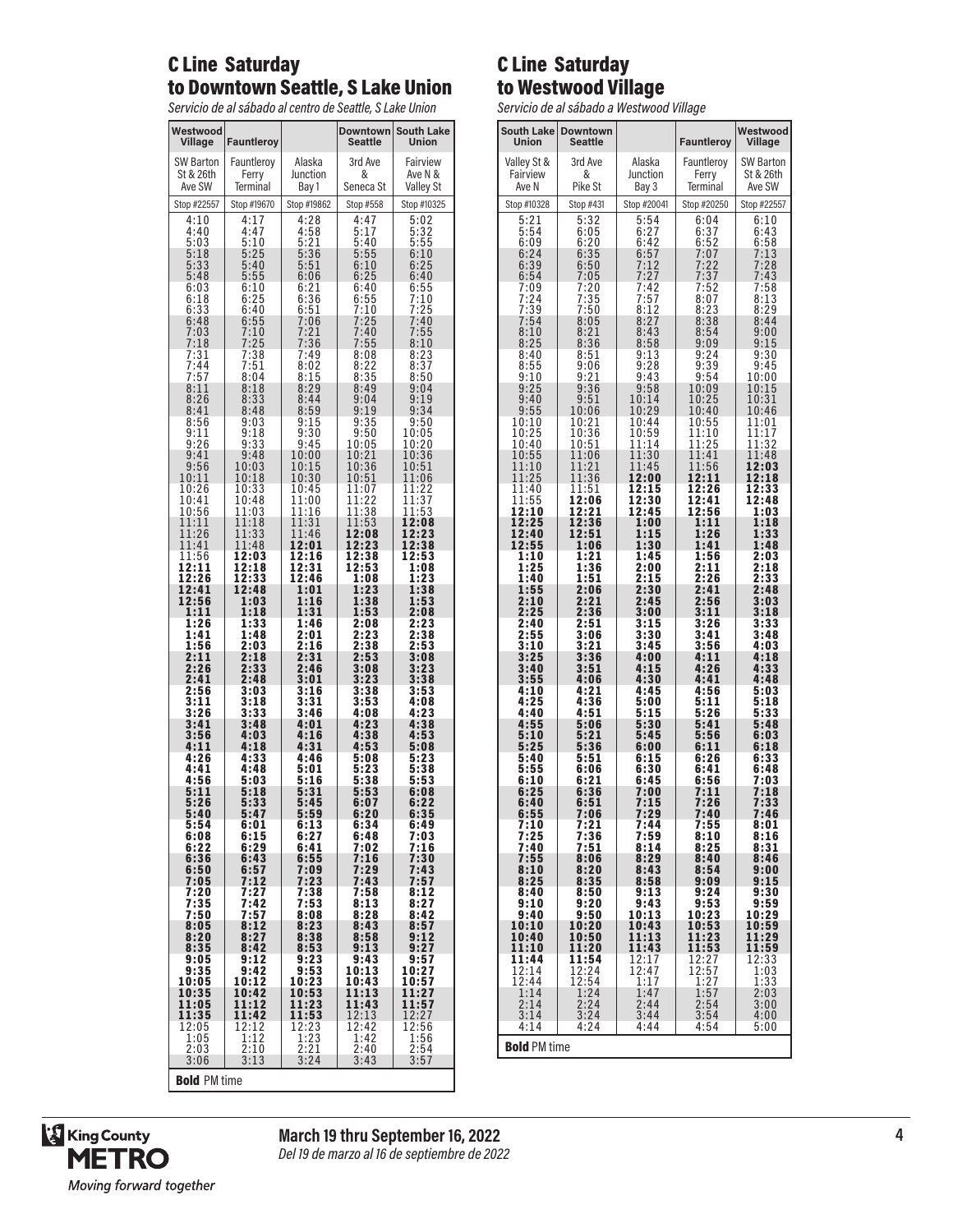## C Line Saturday to Downtown Seattle, S Lake Union

*Servicio de al sábado al centro de Seattle, S Lake Union*

| Westwood Village | Fauntleroy | | Downtown Seattle | South Lake Union |
|---|---|---|---|---|
| SW Barton St & 26th Ave SW | Fauntleroy Ferry Terminal | Alaska Junction Bay 1 | 3rd Ave & Seneca St | Fairview Ave N & Valley St |
| Stop #22557 | Stop #19670 | Stop #19862 | Stop #558 | Stop #10325 |
| 4:10 | 4:17 | 4:28 | 4:47 | 5:02 |
| 4:40 | 4:47 | 4:58 | 5:17 | 5:32 |
| 5:03 | 5:10 | 5:21 | 5:40 | 5:55 |
| 5:18 | 5:25 | 5:36 | 5:55 | 6:10 |
| 5:33 | 5:40 | 5:51 | 6:10 | 6:25 |
| 5:48 | 5:55 | 6:06 | 6:25 | 6:40 |
| 6:03 | 6:10 | 6:21 | 6:40 | 6:55 |
| 6:18 | 6:25 | 6:36 | 6:55 | 7:10 |
| 6:33 | 6:40 | 6:51 | 7:10 | 7:25 |
| 6:48 | 6:55 | 7:06 | 7:25 | 7:40 |
| 7:03 | 7:10 | 7:21 | 7:40 | 7:55 |
| 7:18 | 7:25 | 7:36 | 7:55 | 8:10 |
| 7:31 | 7:38 | 7:49 | 8:08 | 8:23 |
| 7:44 | 7:51 | 8:02 | 8:22 | 8:37 |
| 7:57 | 8:04 | 8:15 | 8:35 | 8:50 |
| 8:11 | 8:18 | 8:29 | 8:49 | 9:04 |
| 8:26 | 8:33 | 8:44 | 9:04 | 9:19 |
| 8:41 | 8:48 | 8:59 | 9:19 | 9:34 |
| 8:56 | 9:03 | 9:15 | 9:35 | 9:50 |
| 9:11 | 9:18 | 9:30 | 9:50 | 10:05 |
| 9:26 | 9:33 | 9:45 | 10:05 | 10:20 |
| 9:41 | 9:48 | 10:00 | 10:21 | 10:36 |
| 9:56 | 10:03 | 10:15 | 10:36 | 10:51 |
| 10:11 | 10:18 | 10:30 | 10:51 | 11:06 |
| 10:26 | 10:33 | 10:45 | 11:07 | 11:22 |
| 10:41 | 10:48 | 11:00 | 11:22 | 11:37 |
| 10:56 | 11:03 | 11:16 | 11:38 | 11:53 |
| 11:11 | 11:18 | 11:31 | 11:53 | **12:08** |
| 11:26 | 11:33 | 11:46 | **12:08** | **12:23** |
| 11:41 | 11:48 | **12:01** | **12:23** | **12:38** |
| 11:56 | **12:03** | **12:16** | **12:38** | **12:53** |
| **12:11** | **12:18** | **12:31** | **12:53** | **1:08** |
| **12:26** | **12:33** | **12:46** | **1:08** | **1:23** |
| **12:41** | **12:48** | **1:01** | **1:23** | **1:38** |
| **12:56** | **1:03** | **1:16** | **1:38** | **1:53** |
| **1:11** | **1:18** | **1:31** | **1:53** | **2:08** |
| **1:26** | **1:33** | **1:46** | **2:08** | **2:23** |
| **1:41** | **1:48** | **2:01** | **2:23** | **2:38** |
| **1:56** | **2:03** | **2:16** | **2:38** | **2:53** |
| **2:11** | **2:18** | **2:31** | **2:53** | **3:08** |
| **2:26** | **2:33** | **2:46** | **3:08** | **3:23** |
| **2:41** | **2:48** | **3:01** | **3:23** | **3:38** |
| **2:56** | **3:03** | **3:16** | **3:38** | **3:53** |
| **3:11** | **3:18** | **3:31** | **3:53** | **4:08** |
| **3:26** | **3:33** | **3:46** | **4:08** | **4:23** |
| **3:41** | **3:48** | **4:01** | **4:23** | **4:38** |
| **3:56** | **4:03** | **4:16** | **4:38** | **4:53** |
| **4:11** | **4:18** | **4:31** | **4:53** | **5:08** |
| **4:26** | **4:33** | **4:46** | **5:08** | **5:23** |
| **4:41** | **4:48** | **5:01** | **5:23** | **5:38** |
| **4:56** | **5:03** | **5:16** | **5:38** | **5:53** |
| **5:11** | **5:18** | **5:31** | **5:53** | **6:08** |
| **5:26** | **5:33** | **5:45** | **6:07** | **6:22** |
| **5:40** | **5:47** | **5:59** | **6:20** | **6:35** |
| **5:54** | **6:01** | **6:13** | **6:34** | **6:49** |
| **6:08** | **6:15** | **6:27** | **6:48** | **7:03** |
| **6:22** | **6:29** | **6:41** | **7:02** | **7:16** |
| **6:36** | **6:43** | **6:55** | **7:16** | **7:30** |
| **6:50** | **6:57** | **7:09** | **7:29** | **7:43** |
| **7:05** | **7:12** | **7:23** | **7:43** | **7:57** |
| **7:20** | **7:27** | **7:38** | **7:58** | **8:12** |
| **7:35** | **7:42** | **7:53** | **8:13** | **8:27** |
| **7:50** | **7:57** | **8:08** | **8:28** | **8:42** |
| **8:05** | **8:12** | **8:23** | **8:43** | **8:57** |
| **8:20** | **8:27** | **8:38** | **8:58** | **9:12** |
| **8:35** | **8:42** | **8:53** | **9:13** | **9:27** |
| **9:05** | **9:12** | **9:23** | **9:43** | **9:57** |
| **9:35** | **9:42** | **9:53** | **10:13** | **10:27** |
| **10:05** | **10:12** | **10:23** | **10:43** | **10:57** |
| **10:35** | **10:42** | **10:53** | **11:13** | **11:27** |
| **11:05** | **11:12** | **11:23** | **11:43** | **11:57** |
| **11:35** | **11:42** | **11:53** | 12:13 | 12:27 |
| 12:05 | 12:12 | 12:23 | 12:42 | 12:56 |
| 1:05 | 1:12 | 1:23 | 1:42 | 1:56 |
| 2:03 | 2:10 | 2:21 | 2:40 | 2:54 |
| 3:06 | 3:13 | 3:24 | 3:43 | 3:57 |

**Bold** PM time

## C Line Saturday to Westwood Village

*Servicio de al sábado a Westwood Village*

| South Lake Union | Downtown Seattle | | Fauntleroy | Westwood Village |
|---|---|---|---|---|
| Valley St & Fairview Ave N | 3rd Ave & Pike St | Alaska Junction Bay 3 | Fauntleroy Ferry Terminal | SW Barton St & 26th Ave SW |
| Stop #10328 | Stop #431 | Stop #20041 | Stop #20250 | Stop #22557 |
| 5:21 | 5:32 | 5:54 | 6:04 | 6:10 |
| 5:54 | 6:05 | 6:27 | 6:37 | 6:43 |
| 6:09 | 6:20 | 6:42 | 6:52 | 6:58 |
| 6:24 | 6:35 | 6:57 | 7:07 | 7:13 |
| 6:39 | 6:50 | 7:12 | 7:22 | 7:28 |
| 6:54 | 7:05 | 7:27 | 7:37 | 7:43 |
| 7:09 | 7:20 | 7:42 | 7:52 | 7:58 |
| 7:24 | 7:35 | 7:57 | 8:07 | 8:13 |
| 7:39 | 7:50 | 8:12 | 8:23 | 8:29 |
| 7:54 | 8:05 | 8:27 | 8:38 | 8:44 |
| 8:10 | 8:21 | 8:43 | 8:54 | 9:00 |
| 8:25 | 8:36 | 8:58 | 9:09 | 9:15 |
| 8:40 | 8:51 | 9:13 | 9:24 | 9:30 |
| 8:55 | 9:06 | 9:28 | 9:39 | 9:45 |
| 9:10 | 9:21 | 9:43 | 9:54 | 10:00 |
| 9:25 | 9:36 | 9:58 | 10:09 | 10:15 |
| 9:40 | 9:51 | 10:14 | 10:25 | 10:31 |
| 9:55 | 10:06 | 10:29 | 10:40 | 10:46 |
| 10:10 | 10:21 | 10:44 | 10:55 | 11:01 |
| 10:25 | 10:36 | 10:59 | 11:10 | 11:17 |
| 10:40 | 10:51 | 11:14 | 11:25 | 11:32 |
| 10:55 | 11:06 | 11:30 | 11:41 | 11:48 |
| 11:10 | 11:21 | 11:45 | 11:56 | **12:03** |
| 11:25 | 11:36 | **12:00** | **12:11** | **12:18** |
| 11:40 | 11:51 | **12:15** | **12:26** | **12:33** |
| 11:55 | **12:06** | **12:30** | **12:41** | **12:48** |
| **12:10** | **12:21** | **12:45** | **12:56** | **1:03** |
| **12:25** | **12:36** | **1:00** | **1:11** | **1:18** |
| **12:40** | **12:51** | **1:15** | **1:26** | **1:33** |
| **12:55** | **1:06** | **1:30** | **1:41** | **1:48** |
| **1:10** | **1:21** | **1:45** | **1:56** | **2:03** |
| **1:25** | **1:36** | **2:00** | **2:11** | **2:18** |
| **1:40** | **1:51** | **2:15** | **2:26** | **2:33** |
| **1:55** | **2:06** | **2:30** | **2:41** | **2:48** |
| **2:10** | **2:21** | **2:45** | **2:56** | **3:03** |
| **2:25** | **2:36** | **3:00** | **3:11** | **3:18** |
| **2:40** | **2:51** | **3:15** | **3:26** | **3:33** |
| **2:55** | **3:06** | **3:30** | **3:41** | **3:48** |
| **3:10** | **3:21** | **3:45** | **3:56** | **4:03** |
| **3:25** | **3:36** | **4:00** | **4:11** | **4:18** |
| **3:40** | **3:51** | **4:15** | **4:26** | **4:33** |
| **3:55** | **4:06** | **4:30** | **4:41** | **4:48** |
| **4:10** | **4:21** | **4:45** | **4:56** | **5:03** |
| **4:25** | **4:36** | **5:00** | **5:11** | **5:18** |
| **4:40** | **4:51** | **5:15** | **5:26** | **5:33** |
| **4:55** | **5:06** | **5:30** | **5:41** | **5:48** |
| **5:10** | **5:21** | **5:45** | **5:56** | **6:03** |
| **5:25** | **5:36** | **6:00** | **6:11** | **6:18** |
| **5:40** | **5:51** | **6:15** | **6:26** | **6:33** |
| **5:55** | **6:06** | **6:30** | **6:41** | **6:48** |
| **6:10** | **6:21** | **6:45** | **6:56** | **7:03** |
| **6:25** | **6:36** | **7:00** | **7:11** | **7:18** |
| **6:40** | **6:51** | **7:15** | **7:26** | **7:33** |
| **6:55** | **7:06** | **7:29** | **7:40** | **7:46** |
| **7:10** | **7:21** | **7:44** | **7:55** | **8:01** |
| **7:25** | **7:36** | **7:59** | **8:10** | **8:16** |
| **7:40** | **7:51** | **8:14** | **8:25** | **8:31** |
| **7:55** | **8:06** | **8:29** | **8:40** | **8:46** |
| **8:10** | **8:20** | **8:43** | **8:54** | **9:00** |
| **8:25** | **8:35** | **8:58** | **9:09** | **9:15** |
| **8:40** | **8:50** | **9:13** | **9:24** | **9:30** |
| **9:10** | **9:20** | **9:43** | **9:53** | **9:59** |
| **9:40** | **9:50** | **10:13** | **10:23** | **10:29** |
| **10:10** | **10:20** | **10:43** | **10:53** | **10:59** |
| **10:40** | **10:50** | **11:13** | **11:23** | **11:29** |
| **11:10** | **11:20** | **11:43** | **11:53** | **11:59** |
| **11:44** | **11:54** | 12:17 | 12:27 | 12:33 |
| 12:14 | 12:24 | 12:47 | 12:57 | 1:03 |
| 12:44 | 12:54 | 1:17 | 1:27 | 1:33 |
| 1:14 | 1:24 | 1:47 | 1:57 | 2:03 |
| 2:14 | 2:24 | 2:44 | 2:54 | 3:00 |
| 3:14 | 3:24 | 3:44 | 3:54 | 4:00 |
| 4:14 | 4:24 | 4:44 | 4:54 | 5:00 |

**Bold** PM time

King County METRO *Moving forward together*

**March 19 thru September 16, 2022**
*Del 19 de marzo al 16 de septiembre de 2022*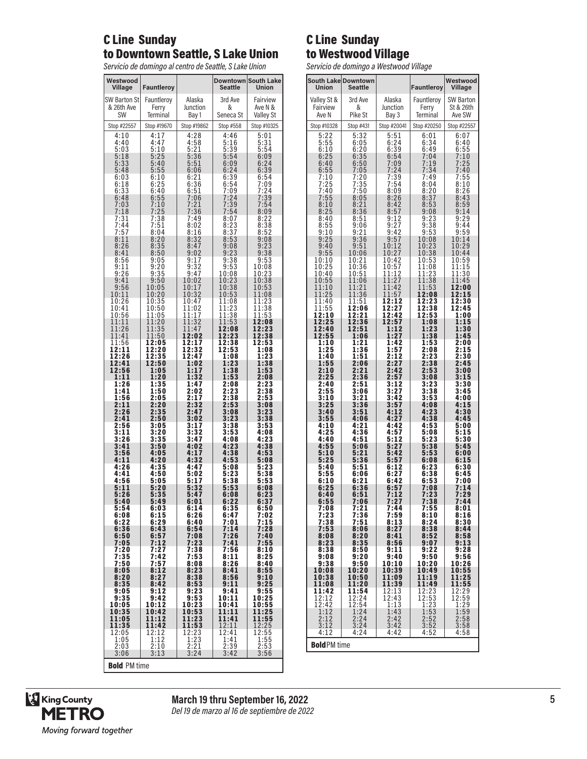## C Line Sunday
## to Downtown Seattle, S Lake Union

*Servicio de domingo al centro de Seattle, S Lake Union*

| Westwood Village | Fauntleroy | | Downtown Seattle | South Lake Union |
|---|---|---|---|---|
| SW Barton St & 26th Ave SW | Fauntleroy Ferry Terminal | Alaska Junction Bay 1 | 3rd Ave & Seneca St | Fairview Ave N & Valley St |
| Stop #22557 | Stop #19670 | Stop #19862 | Stop #558 | Stop #10325 |
| 4:10 | 4:17 | 4:28 | 4:46 | 5:01 |
| 4:40 | 4:47 | 4:58 | 5:16 | 5:31 |
| 5:03 | 5:10 | 5:21 | 5:39 | 5:54 |
| 5:18 | 5:25 | 5:36 | 5:54 | 6:09 |
| 5:33 | 5:40 | 5:51 | 6:09 | 6:24 |
| 5:48 | 5:55 | 6:06 | 6:24 | 6:39 |
| 6:03 | 6:10 | 6:21 | 6:39 | 6:54 |
| 6:18 | 6:25 | 6:36 | 6:54 | 7:09 |
| 6:33 | 6:40 | 6:51 | 7:09 | 7:24 |
| 6:48 | 6:55 | 7:06 | 7:24 | 7:39 |
| 7:03 | 7:10 | 7:21 | 7:39 | 7:54 |
| 7:18 | 7:25 | 7:36 | 7:54 | 8:09 |
| 7:31 | 7:38 | 7:49 | 8:07 | 8:22 |
| 7:44 | 7:51 | 8:02 | 8:23 | 8:38 |
| 7:57 | 8:04 | 8:16 | 8:37 | 8:52 |
| 8:11 | 8:20 | 8:32 | 8:53 | 9:08 |
| 8:26 | 8:35 | 8:47 | 9:08 | 9:23 |
| 8:41 | 8:50 | 9:02 | 9:23 | 9:38 |
| 8:56 | 9:05 | 9:17 | 9:38 | 9:53 |
| 9:11 | 9:20 | 9:32 | 9:53 | 10:08 |
| 9:26 | 9:35 | 9:47 | 10:08 | 10:23 |
| 9:41 | 9:50 | 10:02 | 10:23 | 10:38 |
| 9:56 | 10:05 | 10:17 | 10:38 | 10:53 |
| 10:11 | 10:20 | 10:32 | 10:53 | 11:08 |
| 10:26 | 10:35 | 10:47 | 11:08 | 11:23 |
| 10:41 | 10:50 | 11:02 | 11:23 | 11:38 |
| 10:56 | 11:05 | 11:17 | 11:38 | 11:53 |
| 11:11 | 11:20 | 11:32 | 11:53 | **12:08** |
| 11:26 | 11:35 | 11:47 | **12:08** | **12:23** |
| 11:41 | 11:50 | **12:02** | **12:23** | **12:38** |
| 11:56 | **12:05** | **12:17** | **12:38** | **12:53** |
| **12:11** | **12:20** | **12:32** | **12:53** | **1:08** |
| **12:26** | **12:35** | **12:47** | **1:08** | **1:23** |
| **12:41** | **12:50** | **1:02** | **1:23** | **1:38** |
| **12:56** | **1:05** | **1:17** | **1:38** | **1:53** |
| **1:11** | **1:20** | **1:32** | **1:53** | **2:08** |
| **1:26** | **1:35** | **1:47** | **2:08** | **2:23** |
| **1:41** | **1:50** | **2:02** | **2:23** | **2:38** |
| **1:56** | **2:05** | **2:17** | **2:38** | **2:53** |
| **2:11** | **2:20** | **2:32** | **2:53** | **3:08** |
| **2:26** | **2:35** | **2:47** | **3:08** | **3:23** |
| **2:41** | **2:50** | **3:02** | **3:23** | **3:38** |
| **2:56** | **3:05** | **3:17** | **3:38** | **3:53** |
| **3:11** | **3:20** | **3:32** | **3:53** | **4:08** |
| **3:26** | **3:35** | **3:47** | **4:08** | **4:23** |
| **3:41** | **3:50** | **4:02** | **4:23** | **4:38** |
| **3:56** | **4:05** | **4:17** | **4:38** | **4:53** |
| **4:11** | **4:20** | **4:32** | **4:53** | **5:08** |
| **4:26** | **4:35** | **4:47** | **5:08** | **5:23** |
| **4:41** | **4:50** | **5:02** | **5:23** | **5:38** |
| **4:56** | **5:05** | **5:17** | **5:38** | **5:53** |
| **5:11** | **5:20** | **5:32** | **5:53** | **6:08** |
| **5:26** | **5:35** | **5:47** | **6:08** | **6:23** |
| **5:40** | **5:49** | **6:01** | **6:22** | **6:37** |
| **5:54** | **6:03** | **6:14** | **6:35** | **6:50** |
| **6:08** | **6:15** | **6:26** | **6:47** | **7:02** |
| **6:22** | **6:29** | **6:40** | **7:01** | **7:15** |
| **6:36** | **6:43** | **6:54** | **7:14** | **7:28** |
| **6:50** | **6:57** | **7:08** | **7:26** | **7:40** |
| **7:05** | **7:12** | **7:23** | **7:41** | **7:55** |
| **7:20** | **7:27** | **7:38** | **7:56** | **8:10** |
| **7:35** | **7:42** | **7:53** | **8:11** | **8:25** |
| **7:50** | **7:57** | **8:08** | **8:26** | **8:40** |
| **8:05** | **8:12** | **8:23** | **8:41** | **8:55** |
| **8:20** | **8:27** | **8:38** | **8:56** | **9:10** |
| **8:35** | **8:42** | **8:53** | **9:11** | **9:25** |
| **9:05** | **9:12** | **9:23** | **9:41** | **9:55** |
| **9:35** | **9:42** | **9:53** | **10:11** | **10:25** |
| **10:05** | **10:12** | **10:23** | **10:41** | **10:55** |
| **10:35** | **10:42** | **10:53** | **11:11** | **11:25** |
| **11:05** | **11:12** | **11:23** | **11:41** | **11:55** |
| **11:35** | **11:42** | **11:53** | 12:11 | 12:25 |
| 12:05 | 12:12 | 12:23 | 12:41 | 12:55 |
| 1:05 | 1:12 | 1:23 | 1:41 | 1:55 |
| 2:03 | 2:10 | 2:21 | 2:39 | 2:53 |
| 3:06 | 3:13 | 3:24 | 3:42 | 3:56 |

**Bold** PM time

## C Line Sunday
## to Westwood Village

*Servicio de domingo a Westwood Village*

| South Lake Union | Downtown Seattle | | Fauntleroy | Westwood Village |
|---|---|---|---|---|
| Valley St & Fairview Ave N | 3rd Ave & Pike St | Alaska Junction Bay 3 | Fauntleroy Ferry Terminal | SW Barton St & 26th Ave SW |
| Stop #10328 | Stop #431 | Stop #20041 | Stop #20250 | Stop #22557 |
| 5:22 | 5:32 | 5:51 | 6:01 | 6:07 |
| 5:55 | 6:05 | 6:24 | 6:34 | 6:40 |
| 6:10 | 6:20 | 6:39 | 6:49 | 6:55 |
| 6:25 | 6:35 | 6:54 | 7:04 | 7:10 |
| 6:40 | 6:50 | 7:09 | 7:19 | 7:25 |
| 6:55 | 7:05 | 7:24 | 7:34 | 7:40 |
| 7:10 | 7:20 | 7:39 | 7:49 | 7:55 |
| 7:25 | 7:35 | 7:54 | 8:04 | 8:10 |
| 7:40 | 7:50 | 8:09 | 8:20 | 8:26 |
| 7:55 | 8:05 | 8:26 | 8:37 | 8:43 |
| 8:10 | 8:21 | 8:42 | 8:53 | 8:59 |
| 8:25 | 8:36 | 8:57 | 9:08 | 9:14 |
| 8:40 | 8:51 | 9:12 | 9:23 | 9:29 |
| 8:55 | 9:06 | 9:27 | 9:38 | 9:44 |
| 9:10 | 9:21 | 9:42 | 9:53 | 9:59 |
| 9:25 | 9:36 | 9:57 | 10:08 | 10:14 |
| 9:40 | 9:51 | 10:12 | 10:23 | 10:29 |
| 9:55 | 10:06 | 10:27 | 10:38 | 10:44 |
| 10:10 | 10:21 | 10:42 | 10:53 | 10:59 |
| 10:25 | 10:36 | 10:57 | 11:08 | 11:15 |
| 10:40 | 10:51 | 11:12 | 11:23 | 11:30 |
| 10:55 | 11:06 | 11:27 | 11:38 | 11:45 |
| 11:10 | 11:21 | 11:42 | 11:53 | **12:00** |
| 11:25 | 11:36 | 11:57 | **12:08** | **12:15** |
| 11:40 | 11:51 | **12:12** | **12:23** | **12:30** |
| 11:55 | **12:06** | **12:27** | **12:38** | **12:45** |
| **12:10** | **12:21** | **12:42** | **12:53** | **1:00** |
| **12:25** | **12:36** | **12:57** | **1:08** | **1:15** |
| **12:40** | **12:51** | **1:12** | **1:23** | **1:30** |
| **12:55** | **1:06** | **1:27** | **1:38** | **1:45** |
| **1:10** | **1:21** | **1:42** | **1:53** | **2:00** |
| **1:25** | **1:36** | **1:57** | **2:08** | **2:15** |
| **1:40** | **1:51** | **2:12** | **2:23** | **2:30** |
| **1:55** | **2:06** | **2:27** | **2:38** | **2:45** |
| **2:10** | **2:21** | **2:42** | **2:53** | **3:00** |
| **2:25** | **2:36** | **2:57** | **3:08** | **3:15** |
| **2:40** | **2:51** | **3:12** | **3:23** | **3:30** |
| **2:55** | **3:06** | **3:27** | **3:38** | **3:45** |
| **3:10** | **3:21** | **3:42** | **3:53** | **4:00** |
| **3:25** | **3:36** | **3:57** | **4:08** | **4:15** |
| **3:40** | **3:51** | **4:12** | **4:23** | **4:30** |
| **3:55** | **4:06** | **4:27** | **4:38** | **4:45** |
| **4:10** | **4:21** | **4:42** | **4:53** | **5:00** |
| **4:25** | **4:36** | **4:57** | **5:08** | **5:15** |
| **4:40** | **4:51** | **5:12** | **5:23** | **5:30** |
| **4:55** | **5:06** | **5:27** | **5:38** | **5:45** |
| **5:10** | **5:21** | **5:42** | **5:53** | **6:00** |
| **5:25** | **5:36** | **5:57** | **6:08** | **6:15** |
| **5:40** | **5:51** | **6:12** | **6:23** | **6:30** |
| **5:55** | **6:06** | **6:27** | **6:38** | **6:45** |
| **6:10** | **6:21** | **6:42** | **6:53** | **7:00** |
| **6:25** | **6:36** | **6:57** | **7:08** | **7:14** |
| **6:40** | **6:51** | **7:12** | **7:23** | **7:29** |
| **6:55** | **7:06** | **7:27** | **7:38** | **7:44** |
| **7:08** | **7:21** | **7:44** | **7:55** | **8:01** |
| **7:23** | **7:36** | **7:59** | **8:10** | **8:16** |
| **7:38** | **7:51** | **8:13** | **8:24** | **8:30** |
| **7:53** | **8:06** | **8:27** | **8:38** | **8:44** |
| **8:08** | **8:20** | **8:41** | **8:52** | **8:58** |
| **8:23** | **8:35** | **8:56** | **9:07** | **9:13** |
| **8:38** | **8:50** | **9:11** | **9:22** | **9:28** |
| **9:08** | **9:20** | **9:40** | **9:50** | **9:56** |
| **9:38** | **9:50** | **10:10** | **10:20** | **10:26** |
| **10:08** | **10:20** | **10:39** | **10:49** | **10:55** |
| **10:38** | **10:50** | **11:09** | **11:19** | **11:25** |
| **11:08** | **11:20** | **11:39** | **11:49** | **11:55** |
| **11:42** | **11:54** | 12:13 | 12:23 | 12:29 |
| 12:12 | 12:24 | 12:43 | 12:53 | 12:59 |
| 12:42 | 12:54 | 1:13 | 1:23 | 1:29 |
| 1:12 | 1:24 | 1:43 | 1:53 | 1:59 |
| 2:12 | 2:24 | 2:42 | 2:52 | 2:58 |
| 3:12 | 3:24 | 3:42 | 3:52 | 3:58 |
| 4:12 | 4:24 | 4:42 | 4:52 | 4:58 |

**Bold** PM time

King County METRO
*Moving forward together*

**March 19 thru September 16, 2022**
*Del 19 de marzo al 16 de septiembre de 2022*